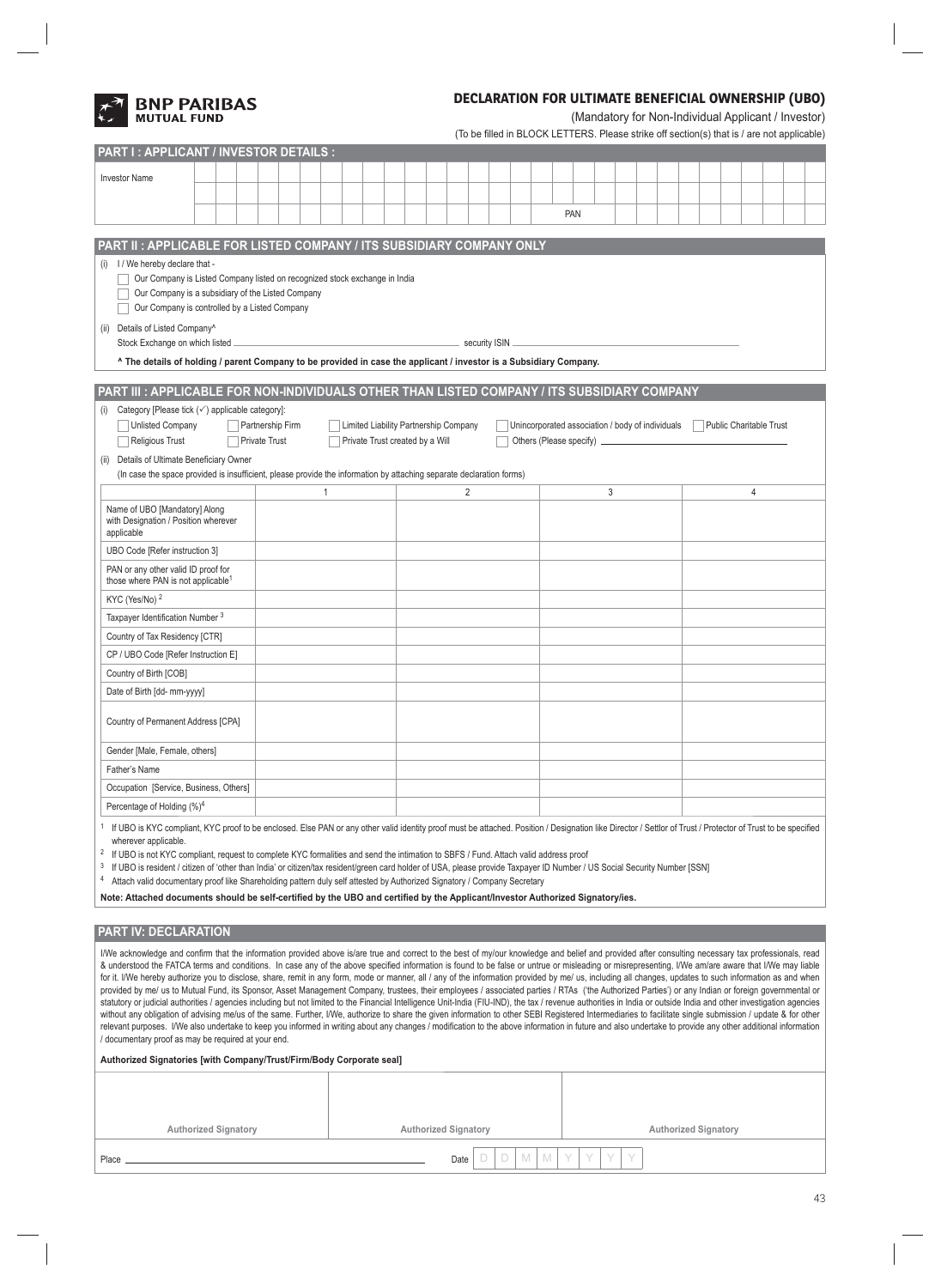BNP PARIBAS MUTUAL FUND

# DECLARATION FOR ULTIMATE BENEFICIAL OWNERSHIP (UBO)

(Mandatory for Non-Individual Applicant / Investor)

(To be filled in BLOCK LETTERS. Please strike off section(s) that is / are not applicable)

## PART I : APPLICANT / INVESTOR DETAILS :

Investor Name

PAN

## PART II : APPLICABLE FOR LISTED COMPANY / ITS SUBSIDIARY COMPANY ONLY

(i) I / We hereby declare that -

- ☐ Our Company is Listed Company listed on recognized stock exchange in India
- ☐ Our Company is a subsidiary of the Listed Company
- ☐ Our Company is controlled by a Listed Company

(ii) Details of Listed Company^

Stock Exchange on which listed ______________________ security ISIN ______________________

**^ The details of holding / parent Company to be provided in case the applicant / investor is a Subsidiary Company.**

## PART III : APPLICABLE FOR NON-INDIVIDUALS OTHER THAN LISTED COMPANY / ITS SUBSIDIARY COMPANY

(i) Category [Please tick (✓) applicable category]:

- ☐ Unlisted Company
- ☐ Partnership Firm
- ☐ Limited Liability Partnership Company
- ☐ Unincorporated association / body of individuals
- ☐ Public Charitable Trust
- ☐ Religious Trust
- ☐ Private Trust
- ☐ Private Trust created by a Will
- ☐ Others (Please specify) ______________________

(ii) Details of Ultimate Beneficiary Owner

(In case the space provided is insufficient, please provide the information by attaching separate declaration forms)

| | 1 | 2 | 3 | 4 |
|---|---|---|---|---|
| Name of UBO [Mandatory] Along with Designation / Position wherever applicable | | | | |
| UBO Code [Refer instruction 3] | | | | |
| PAN or any other valid ID proof for those where PAN is not applicable[1] | | | | |
| KYC (Yes/No) [2] | | | | |
| Taxpayer Identification Number [3] | | | | |
| Country of Tax Residency [CTR] | | | | |
| CP / UBO Code [Refer Instruction E] | | | | |
| Country of Birth [COB] | | | | |
| Date of Birth [dd- mm-yyyy] | | | | |
| Country of Permanent Address [CPA] | | | | |
| Gender [Male, Female, others] | | | | |
| Father's Name | | | | |
| Occupation [Service, Business, Others] | | | | |
| Percentage of Holding (%)[4] | | | | |

[1] If UBO is KYC compliant, KYC proof to be enclosed. Else PAN or any other valid identity proof must be attached. Position / Designation like Director / Settlor of Trust / Protector of Trust to be specified wherever applicable.

[2] If UBO is not KYC compliant, request to complete KYC formalities and send the intimation to SBFS / Fund. Attach valid address proof

[3] If UBO is resident / citizen of 'other than India' or citizen/tax resident/green card holder of USA, please provide Taxpayer ID Number / US Social Security Number [SSN]

[4] Attach valid documentary proof like Shareholding pattern duly self attested by Authorized Signatory / Company Secretary

**Note: Attached documents should be self-certified by the UBO and certified by the Applicant/Investor Authorized Signatory/ies.**

## PART IV: DECLARATION

I/We acknowledge and confirm that the information provided above is/are true and correct to the best of my/our knowledge and belief and provided after consulting necessary tax professionals, read & understood the FATCA terms and conditions. In case any of the above specified information is found to be false or untrue or misleading or misrepresenting, I/We am/are aware that I/We may liable for it. I/We hereby authorize you to disclose, share, remit in any form, mode or manner, all / any of the information provided by me/ us, including all changes, updates to such information as and when provided by me/ us to Mutual Fund, its Sponsor, Asset Management Company, trustees, their employees / associated parties / RTAs ('the Authorized Parties') or any Indian or foreign governmental or statutory or judicial authorities / agencies including but not limited to the Financial Intelligence Unit-India (FIU-IND), the tax / revenue authorities in India or outside India and other investigation agencies without any obligation of advising me/us of the same. Further, I/We, authorize to share the given information to other SEBI Registered Intermediaries to facilitate single submission / update & for other relevant purposes. I/We also undertake to keep you informed in writing about any changes / modification to the above information in future and also undertake to provide any other additional information / documentary proof as may be required at your end.

**Authorized Signatories [with Company/Trust/Firm/Body Corporate seal]**

| Authorized Signatory | Authorized Signatory | Authorized Signatory |
|---|---|---|
| | | |

Place ______________________ Date D D M M Y Y Y Y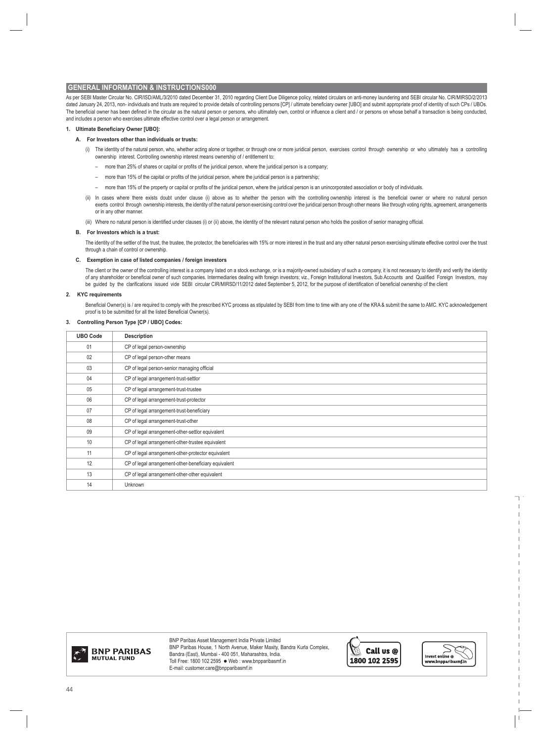## GENERAL INFORMATION & INSTRUCTIONS000

As per SEBI Master Circular No. CIR/ISD/AML/3/2010 dated December 31, 2010 regarding Client Due Diligence policy, related circulars on anti-money laundering and SEBI circular No. CIR/MIRSD/2/2013 dated January 24, 2013, non- individuals and trusts are required to provide details of controlling persons [CP] / ultimate beneficiary owner [UBO] and submit appropriate proof of identity of such CPs / UBOs. The beneficial owner has been defined in the circular as the natural person or persons, who ultimately own, control or influence a client and / or persons on whose behalf a transaction is being conducted, and includes a person who exercises ultimate effective control over a legal person or arrangement.

### 1. Ultimate Beneficiary Owner [UBO]:

#### A. For Investors other than individuals or trusts:

(i) The identity of the natural person, who, whether acting alone or together, or through one or more juridical person, exercises control through ownership or who ultimately has a controlling ownership interest. Controlling ownership interest means ownership of / entitlement to:

- more than 25% of shares or capital or profits of the juridical person, where the juridical person is a company;
- more than 15% of the capital or profits of the juridical person, where the juridical person is a partnership;
- more than 15% of the property or capital or profits of the juridical person, where the juridical person is an unincorporated association or body of individuals.

(ii) In cases where there exists doubt under clause (i) above as to whether the person with the controlling ownership interest is the beneficial owner or where no natural person exerts control through ownership interests, the identity of the natural person exercising control over the juridical person through other means like through voting rights, agreement, arrangements or in any other manner.

(iii) Where no natural person is identified under clauses (i) or (ii) above, the identity of the relevant natural person who holds the position of senior managing official.

#### B. For Investors which is a trust:

The identity of the settler of the trust, the trustee, the protector, the beneficiaries with 15% or more interest in the trust and any other natural person exercising ultimate effective control over the trust through a chain of control or ownership.

#### C. Exemption in case of listed companies / foreign investors

The client or the owner of the controlling interest is a company listed on a stock exchange, or is a majority-owned subsidiary of such a company, it is not necessary to identify and verify the identity of any shareholder or beneficial owner of such companies. Intermediaries dealing with foreign investors; viz., Foreign Institutional Investors, Sub Accounts and Qualified Foreign Investors, may be guided by the clarifications issued vide SEBI circular CIR/MIRSD/11/2012 dated September 5, 2012, for the purpose of identification of beneficial ownership of the client

### 2. KYC requirements

Beneficial Owner(s) is / are required to comply with the prescribed KYC process as stipulated by SEBI from time to time with any one of the KRA & submit the same to AMC. KYC acknowledgement proof is to be submitted for all the listed Beneficial Owner(s).

### 3. Controlling Person Type [CP / UBO] Codes:

| UBO Code | Description |
|---|---|
| 01 | CP of legal person-ownership |
| 02 | CP of legal person-other means |
| 03 | CP of legal person-senior managing official |
| 04 | CP of legal arrangement-trust-settlor |
| 05 | CP of legal arrangement-trust-trustee |
| 06 | CP of legal arrangement-trust-protector |
| 07 | CP of legal arrangement-trust-beneficiary |
| 08 | CP of legal arrangement-trust-other |
| 09 | CP of legal arrangement-other-settlor equivalent |
| 10 | CP of legal arrangement-other-trustee equivalent |
| 11 | CP of legal arrangement-other-protector equivalent |
| 12 | CP of legal arrangement-other-beneficiary equivalent |
| 13 | CP of legal arrangement-other-other equivalent |
| 14 | Unknown |

BNP PARIBAS MUTUAL FUND

BNP Paribas Asset Management India Private Limited
BNP Paribas House, 1 North Avenue, Maker Maxity, Bandra Kurla Complex, Bandra (East), Mumbai - 400 051, Maharashtra, India.
Toll Free: 1800 102 2595 ● Web : www.bnpparibasmf.in
E-mail: customer.care@bnpparibasmf.in

Call us @ 1800 102 2595

Invest online @ www.bnpparibasmf.in